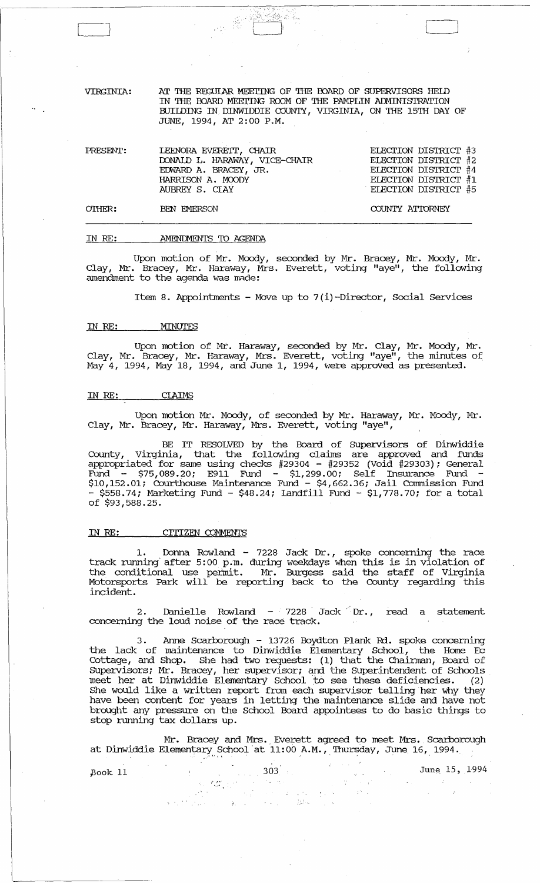VIRGINIA: AT THE REGULAR MEETING OF THE BOARD OF SUPERVISORS HELD IN THE BOARD MEETING ROOM OF THE PAMPLIN ADMINISTRATION BUILDING IN DINWIDDIE COUNTY, VIRGINIA, ON THE 15TH DAY OF JUNE, 1994, AT 2:00 P.M.

| PRESENT: | LEENORA EVERETT, CHAIR | ELECTION DISTRICT #3 |
|---|---|---|
| | DONALD L. HARAWAY, VICE-CHAIR | ELECTION DISTRICT #2 |
| | EDWARD A. BRACEY, JR. | ELECTION DISTRICT #4 |
| | HARRISON A. MOODY | ELECTION DISTRICT #1 |
| | AUBREY S. CLAY | ELECTION DISTRICT #5 |
| OTHER: | BEN EMERSON | COUNTY ATTORNEY |

IN RE: AMENDMENTS TO AGENDA

Upon motion of Mr. Moody, seconded by Mr. Bracey, Mr. Moody, Mr. Clay, Mr. Bracey, Mr. Haraway, Mrs. Everett, voting "aye", the following amendment to the agenda was made:

Item 8. Appointments - Move up to 7(i)-Director, Social Services

IN RE: MINUTES

Upon motion of Mr. Haraway, seconded by Mr. Clay, Mr. Moody, Mr. Clay, Mr. Bracey, Mr. Haraway, Mrs. Everett, voting "aye", the minutes of May 4, 1994, May 18, 1994, and June 1, 1994, were approved as presented.

IN RE: CLAIMS

Upon motion Mr. Moody, of seconded by Mr. Haraway, Mr. Moody, Mr. Clay, Mr. Bracey, Mr. Haraway, Mrs. Everett, voting "aye",

BE IT RESOLVED by the Board of Supervisors of Dinwiddie County, Virginia, that the following claims are approved and funds appropriated for same using checks #29304 - #29352 (Void #29303); General Fund - $75,089.20; E911 Fund - $1,299.00; Self Insurance Fund - $10,152.01; Courthouse Maintenance Fund - $4,662.36; Jail Commission Fund - $558.74; Marketing Fund - $48.24; Landfill Fund - $1,778.70; for a total of $93,588.25.

IN RE: CITIZEN COMMENTS

1. Donna Rowland - 7228 Jack Dr., spoke concerning the race track running after 5:00 p.m. during weekdays when this is in violation of the conditional use permit. Mr. Burgess said the staff of Virginia Motorsports Park will be reporting back to the County regarding this incident.

2. Danielle Rowland - 7228 Jack Dr., read a statement concerning the loud noise of the race track.

3. Anne Scarborough - 13726 Boydton Plank Rd. spoke concerning the lack of maintenance to Dinwiddie Elementary School, the Home Ec Cottage, and Shop. She had two requests: (1) that the Chairman, Board of Supervisors; Mr. Bracey, her supervisor; and the Superintendent of Schools meet her at Dinwiddie Elementary School to see these deficiencies. (2) She would like a written report from each supervisor telling her why they have been content for years in letting the maintenance slide and have not brought any pressure on the School Board appointees to do basic things to stop running tax dollars up.

Mr. Bracey and Mrs. Everett agreed to meet Mrs. Scarborough at Dinwiddie Elementary School at 11:00 A.M., Thursday, June 16, 1994.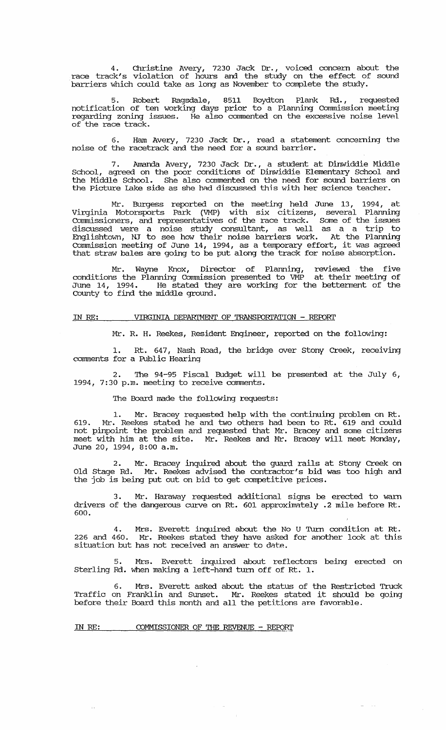4. Christine Avery, 7230 Jack Dr., voiced concern about the race track's violation of hours and the study on the effect of sound barriers which could take as long as November to complete the study.

5. Robert Ragsdale, 8511 Boydton Plank Rd., requested notification of ten working days prior to a Planning Commission meeting regarding zoning issues. He also commented on the excessive noise level of the race track.

6. Ham Avery, 7230 Jack Dr., read a statement concerning the noise of the racetrack and the need for a sound barrier.

7. Amanda Avery, 7230 Jack Dr., a student at Dinwiddie Middle School, agreed on the poor conditions of Dinwiddie Elementary School and the Middle School. She also commented on the need for sound barriers on the Picture Lake side as she had discussed this with her science teacher.

Mr. Burgess reported on the meeting held June 13, 1994, at Virginia Motorsports Park (VMP) with six citizens, several Planning Commissioners, and representatives of the race track. Some of the issues discussed were a noise study consultant, as well as a a trip to Englishtown, NJ to see how their noise barriers work. At the Planning Commission meeting of June 14, 1994, as a temporary effort, it was agreed that straw bales are going to be put along the track for noise absorption.

Mr. Wayne Knox, Director of Planning, reviewed the five conditions the Planning Commission presented to VMP at their meeting of June 14, 1994. He stated they are working for the betterment of the County to find the middle ground.

IN RE: VIRGINIA DEPARTMENT OF TRANSPORTATION - REPORT

Mr. R. H. Reekes, Resident Engineer, reported on the following:

1. Rt. 647, Nash Road, the bridge over Stony Creek, receiving comments for a Public Hearing

2. The 94-95 Fiscal Budget will be presented at the July 6, 1994, 7:30 p.m. meeting to receive comments.

The Board made the following requests:

1. Mr. Bracey requested help with the continuing problem on Rt. 619. Mr. Reekes stated he and two others had been to Rt. 619 and could not pinpoint the problem and requested that Mr. Bracey and some citizens meet with him at the site. Mr. Reekes and Mr. Bracey will meet Monday, June 20, 1994, 8:00 a.m.

2. Mr. Bracey inquired about the guard rails at Stony Creek on Old Stage Rd. Mr. Reekes advised the contractor's bid was too high and the job is being put out on bid to get competitive prices.

3. Mr. Haraway requested additional signs be erected to warn drivers of the dangerous curve on Rt. 601 approximately .2 mile before Rt. 600.

4. Mrs. Everett inquired about the No U Turn condition at Rt. 226 and 460. Mr. Reekes stated they have asked for another look at this situation but has not received an answer to date.

5. Mrs. Everett inquired about reflectors being erected on Sterling Rd. when making a left-hand turn off of Rt. 1.

6. Mrs. Everett asked about the status of the Restricted Truck Traffic on Franklin and Sunset. Mr. Reekes stated it should be going before their Board this month and all the petitions are favorable.

IN RE: COMMISSIONER OF THE REVENUE - REPORT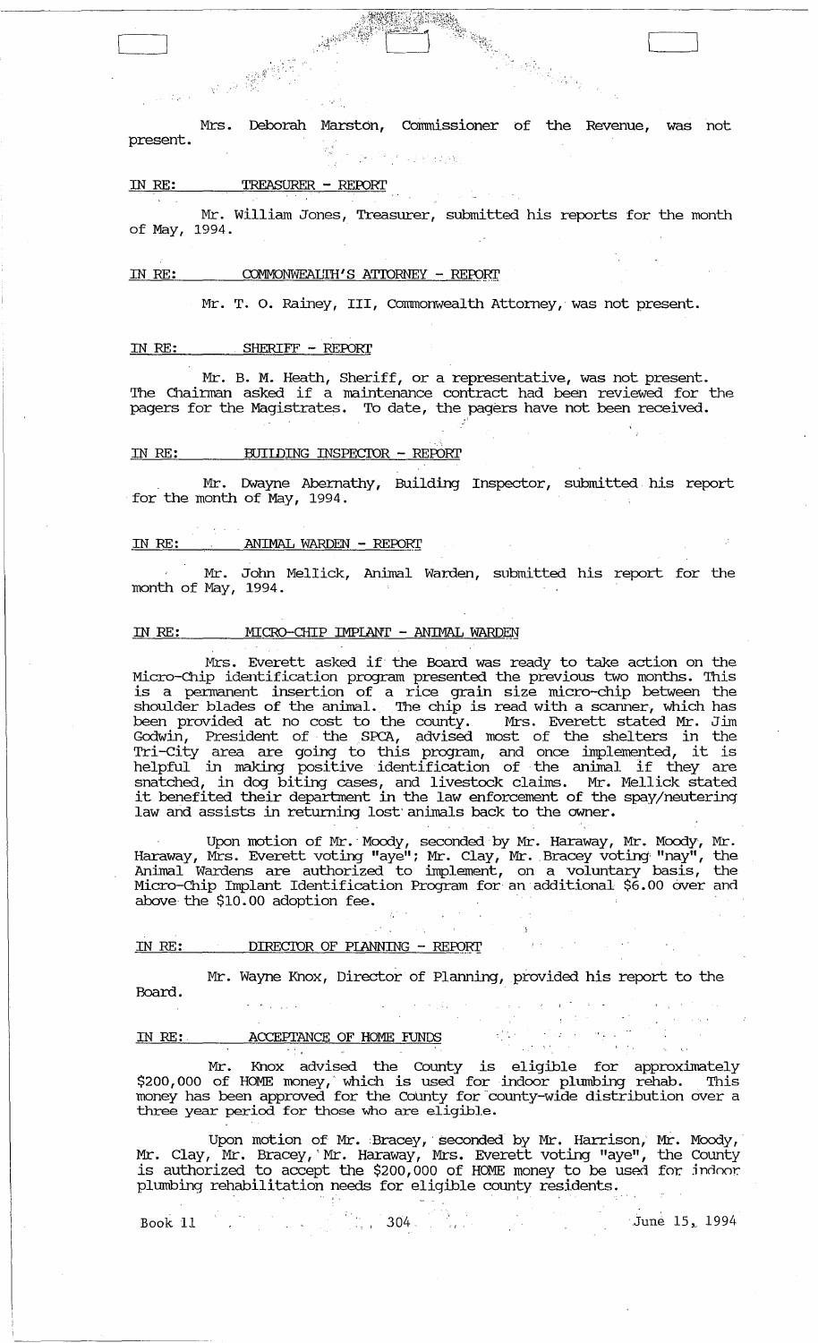Mrs. Deborah Marston, Commissioner of the Revenue, was not present.

IN RE: TREASURER - REPORT

Mr. William Jones, Treasurer, submitted his reports for the month of May, 1994.

IN RE: COMMONWEALTH'S ATTORNEY - REPORT

Mr. T. O. Rainey, III, Commonwealth Attorney, was not present.

IN RE: SHERIFF - REPORT

Mr. B. M. Heath, Sheriff, or a representative, was not present. The Chairman asked if a maintenance contract had been reviewed for the pagers for the Magistrates. To date, the pagers have not been received.

IN RE: BUILDING INSPECTOR - REPORT

Mr. Dwayne Abernathy, Building Inspector, submitted his report for the month of May, 1994.

IN RE: ANIMAL WARDEN - REPORT

Mr. John Mellick, Animal Warden, submitted his report for the month of May, 1994.

IN RE: MICRO-CHIP IMPLANT - ANIMAL WARDEN

Mrs. Everett asked if the Board was ready to take action on the Micro-Chip identification program presented the previous two months. This is a permanent insertion of a rice grain size micro-chip between the shoulder blades of the animal. The chip is read with a scanner, which has been provided at no cost to the county. Mrs. Everett stated Mr. Jim Godwin, President of the SPCA, advised most of the shelters in the Tri-City area are going to this program, and once implemented, it is helpful in making positive identification of the animal if they are snatched, in dog biting cases, and livestock claims. Mr. Mellick stated it benefited their department in the law enforcement of the spay/neutering law and assists in returning lost animals back to the owner.

Upon motion of Mr. Moody, seconded by Mr. Haraway, Mr. Moody, Mr. Haraway, Mrs. Everett voting "aye"; Mr. Clay, Mr. Bracey voting "nay", the Animal Wardens are authorized to implement, on a voluntary basis, the Micro-Chip Implant Identification Program for an additional $6.00 over and above the $10.00 adoption fee.

IN RE: DIRECTOR OF PLANNING - REPORT

Mr. Wayne Knox, Director of Planning, provided his report to the Board.

IN RE: ACCEPTANCE OF HOME FUNDS

Mr. Knox advised the County is eligible for approximately $200,000 of HOME money, which is used for indoor plumbing rehab. This money has been approved for the County for county-wide distribution over a three year period for those who are eligible.

Upon motion of Mr. Bracey, seconded by Mr. Harrison, Mr. Moody, Mr. Clay, Mr. Bracey, Mr. Haraway, Mrs. Everett voting "aye", the County is authorized to accept the $200,000 of HOME money to be used for indoor plumbing rehabilitation needs for eligible county residents.

Book 11 304 June 15, 1994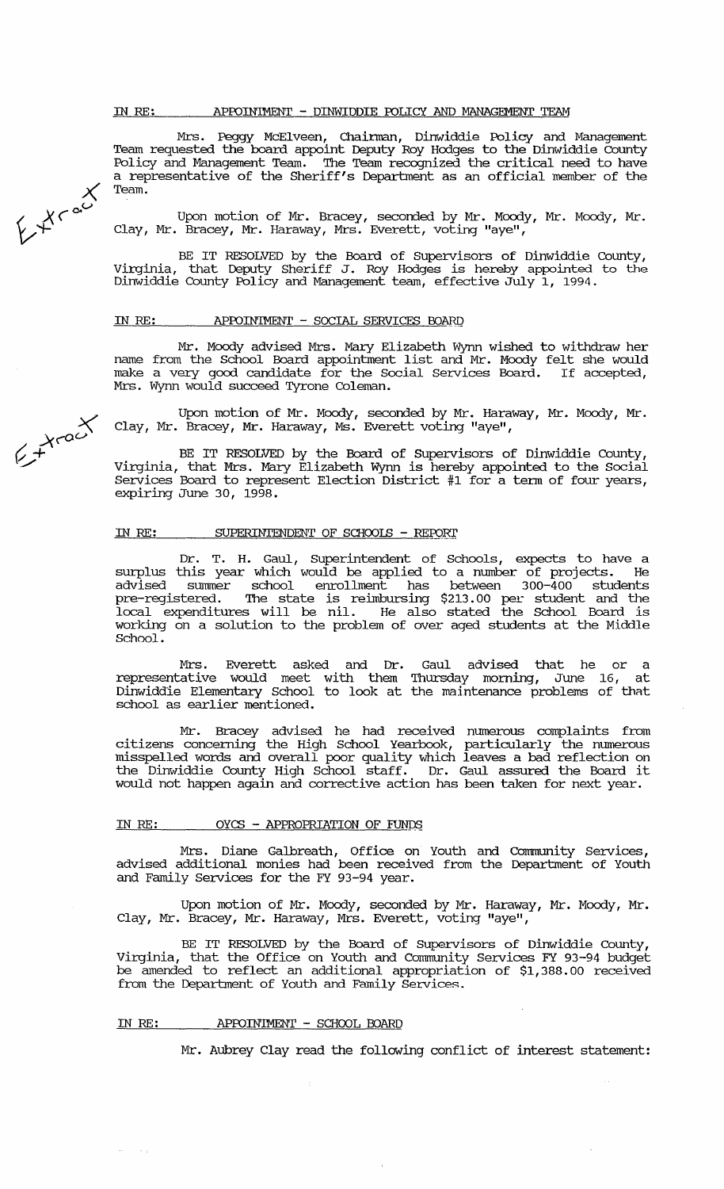IN RE: APPOINTMENT - DINWIDDIE POLICY AND MANAGEMENT TEAM

Mrs. Peggy McElveen, Chairman, Dinwiddie Policy and Management Team requested the board appoint Deputy Roy Hodges to the Dinwiddie County Policy and Management Team. The Team recognized the critical need to have a representative of the Sheriff's Department as an official member of the Team.

Extract

Upon motion of Mr. Bracey, seconded by Mr. Moody, Mr. Moody, Mr. Clay, Mr. Bracey, Mr. Haraway, Mrs. Everett, voting "aye",

BE IT RESOLVED by the Board of Supervisors of Dinwiddie County, Virginia, that Deputy Sheriff J. Roy Hodges is hereby appointed to the Dinwiddie County Policy and Management team, effective July 1, 1994.

IN RE: APPOINTMENT - SOCIAL SERVICES BOARD

Mr. Moody advised Mrs. Mary Elizabeth Wynn wished to withdraw her name from the School Board appointment list and Mr. Moody felt she would make a very good candidate for the Social Services Board. If accepted, Mrs. Wynn would succeed Tyrone Coleman.

Extract

Upon motion of Mr. Moody, seconded by Mr. Haraway, Mr. Moody, Mr. Clay, Mr. Bracey, Mr. Haraway, Ms. Everett voting "aye",

BE IT RESOLVED by the Board of Supervisors of Dinwiddie County, Virginia, that Mrs. Mary Elizabeth Wynn is hereby appointed to the Social Services Board to represent Election District #1 for a term of four years, expiring June 30, 1998.

IN RE: SUPERINTENDENT OF SCHOOLS - REPORT

Dr. T. H. Gaul, Superintendent of Schools, expects to have a surplus this year which would be applied to a number of projects. He advised summer school enrollment has between 300-400 students pre-registered. The state is reimbursing $213.00 per student and the local expenditures will be nil. He also stated the School Board is working on a solution to the problem of over aged students at the Middle School.

Mrs. Everett asked and Dr. Gaul advised that he or a representative would meet with them Thursday morning, June 16, at Dinwiddie Elementary School to look at the maintenance problems of that school as earlier mentioned.

Mr. Bracey advised he had received numerous complaints from citizens concerning the High School Yearbook, particularly the numerous misspelled words and overall poor quality which leaves a bad reflection on the Dinwiddie County High School staff. Dr. Gaul assured the Board it would not happen again and corrective action has been taken for next year.

IN RE: OYCS - APPROPRIATION OF FUNDS

Mrs. Diane Galbreath, Office on Youth and Community Services, advised additional monies had been received from the Department of Youth and Family Services for the FY 93-94 year.

Upon motion of Mr. Moody, seconded by Mr. Haraway, Mr. Moody, Mr. Clay, Mr. Bracey, Mr. Haraway, Mrs. Everett, voting "aye",

BE IT RESOLVED by the Board of Supervisors of Dinwiddie County, Virginia, that the Office on Youth and Community Services FY 93-94 budget be amended to reflect an additional appropriation of $1,388.00 received from the Department of Youth and Family Services.

IN RE: APPOINTMENT - SCHOOL BOARD

Mr. Aubrey Clay read the following conflict of interest statement: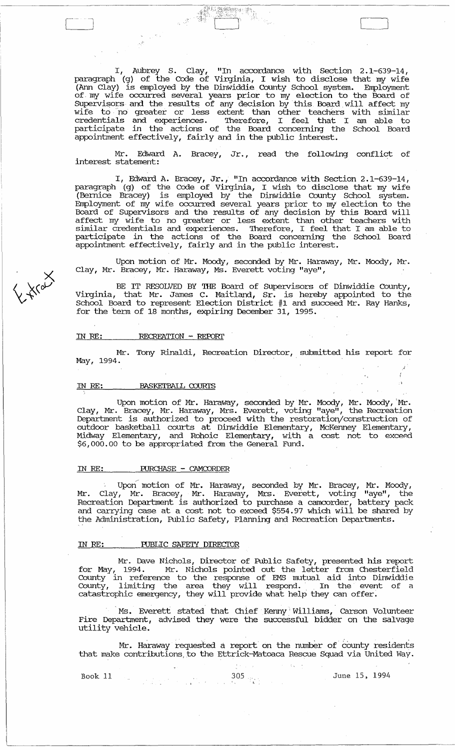I, Aubrey S. Clay, "In accordance with Section 2.1-639-14, paragraph (g) of the Code of Virginia, I wish to disclose that my wife (Ann Clay) is employed by the Dinwiddie County School system. Employment of my wife occurred several years prior to my election to the Board of Supervisors and the results of any decision by this Board will affect my wife to no greater or less extent than other teachers with similar credentials and experiences. Therefore, I feel that I am able to participate in the actions of the Board concerning the School Board appointment effectively, fairly and in the public interest.

Mr. Edward A. Bracey, Jr., read the following conflict of interest statement:

I, Edward A. Bracey, Jr., "In accordance with Section 2.1-639-14, paragraph (g) of the Code of Virginia, I wish to disclose that my wife (Bernice Bracey) is employed by the Dinwiddie County School system. Employment of my wife occurred several years prior to my election to the Board of Supervisors and the results of any decision by this Board will affect my wife to no greater or less extent than other teachers with similar credentials and experiences. Therefore, I feel that I am able to participate in the actions of the Board concerning the School Board appointment effectively, fairly and in the public interest.

Upon motion of Mr. Moody, seconded by Mr. Haraway, Mr. Moody, Mr. Clay, Mr. Bracey, Mr. Haraway, Ms. Everett voting "aye",

Extract

BE IT RESOLVED BY THE Board of Supervisors of Dinwiddie County, Virginia, that Mr. James C. Maitland, Sr. is hereby appointed to the School Board to represent Election District #1 and succeed Mr. Ray Hanks, for the term of 18 months, expiring December 31, 1995.

IN RE: RECREATION - REPORT

Mr. Tony Rinaldi, Recreation Director, submitted his report for May, 1994.

IN RE: BASKETBALL COURTS

Upon motion of Mr. Haraway, seconded by Mr. Moody, Mr. Moody, Mr. Clay, Mr. Bracey, Mr. Haraway, Mrs. Everett, voting "aye", the Recreation Department is authorized to proceed with the restoration/construction of outdoor basketball courts at Dinwiddie Elementary, McKenney Elementary, Midway Elementary, and Rohoic Elementary, with a cost not to exceed $6,000.00 to be appropriated from the General Fund.

IN RE: PURCHASE - CAMCORDER

Upon motion of Mr. Haraway, seconded by Mr. Bracey, Mr. Moody, Mr. Clay, Mr. Bracey, Mr. Haraway, Mrs. Everett, voting "aye", the Recreation Department is authorized to purchase a camcorder, battery pack and carrying case at a cost not to exceed $554.97 which will be shared by the Administration, Public Safety, Planning and Recreation Departments.

IN RE: PUBLIC SAFETY DIRECTOR

Mr. Dave Nichols, Director of Public Safety, presented his report for May, 1994. Mr. Nichols pointed out the letter from Chesterfield County in reference to the response of EMS mutual aid into Dinwiddie County, limiting the area they will respond. In the event of a catastrophic emergency, they will provide what help they can offer.

Ms. Everett stated that Chief Kenny Williams, Carson Volunteer Fire Department, advised they were the successful bidder on the salvage utility vehicle.

Mr. Haraway requested a report on the number of county residents that make contributions to the Ettrick-Matoaca Rescue Squad via United Way.

Book 11 305 June 15, 1994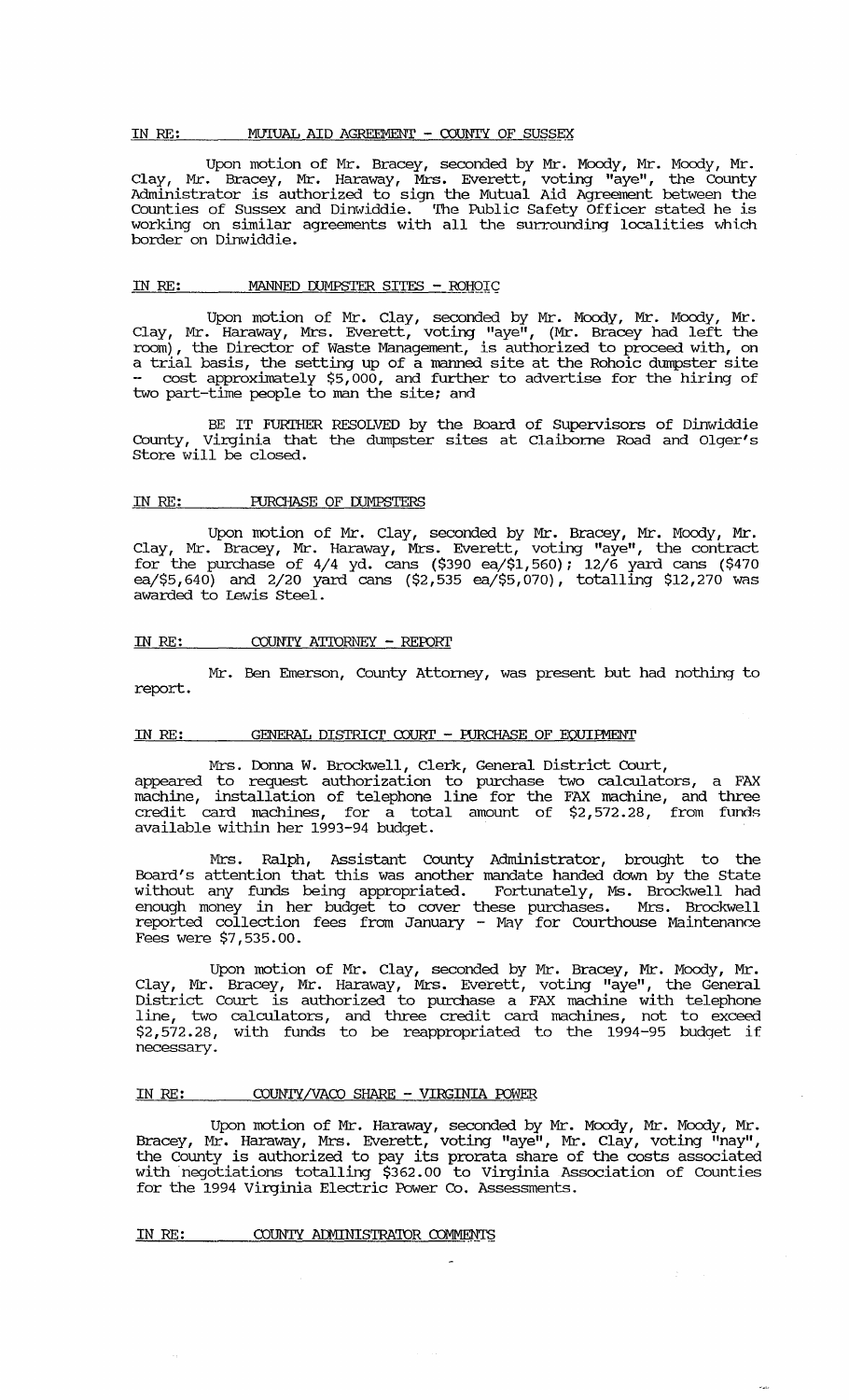IN RE: MUTUAL AID AGREEMENT - COUNTY OF SUSSEX

Upon motion of Mr. Bracey, seconded by Mr. Moody, Mr. Moody, Mr. Clay, Mr. Bracey, Mr. Haraway, Mrs. Everett, voting "aye", the County Administrator is authorized to sign the Mutual Aid Agreement between the Counties of Sussex and Dinwiddie. The Public Safety Officer stated he is working on similar agreements with all the surrounding localities which border on Dinwiddie.

IN RE: MANNED DUMPSTER SITES - ROHOIC

Upon motion of Mr. Clay, seconded by Mr. Moody, Mr. Moody, Mr. Clay, Mr. Haraway, Mrs. Everett, voting "aye", (Mr. Bracey had left the room), the Director of Waste Management, is authorized to proceed with, on a trial basis, the setting up of a manned site at the Rohoic dumpster site - cost approximately $5,000, and further to advertise for the hiring of two part-time people to man the site; and

BE IT FURTHER RESOLVED by the Board of Supervisors of Dinwiddie County, Virginia that the dumpster sites at Claiborne Road and Olger's Store will be closed.

IN RE: PURCHASE OF DUMPSTERS

Upon motion of Mr. Clay, seconded by Mr. Bracey, Mr. Moody, Mr. Clay, Mr. Bracey, Mr. Haraway, Mrs. Everett, voting "aye", the contract for the purchase of 4/4 yd. cans ($390 ea/$1,560); 12/6 yard cans ($470 ea/$5,640) and 2/20 yard cans ($2,535 ea/$5,070), totalling $12,270 was awarded to Lewis Steel.

IN RE: COUNTY ATTORNEY - REPORT

Mr. Ben Emerson, County Attorney, was present but had nothing to report.

IN RE: GENERAL DISTRICT COURT - PURCHASE OF EQUIPMENT

Mrs. Donna W. Brockwell, Clerk, General District Court, appeared to request authorization to purchase two calculators, a FAX machine, installation of telephone line for the FAX machine, and three credit card machines, for a total amount of $2,572.28, from funds available within her 1993-94 budget.

Mrs. Ralph, Assistant County Administrator, brought to the Board's attention that this was another mandate handed down by the State without any funds being appropriated. Fortunately, Ms. Brockwell had enough money in her budget to cover these purchases. Mrs. Brockwell reported collection fees from January - May for Courthouse Maintenance Fees were $7,535.00.

Upon motion of Mr. Clay, seconded by Mr. Bracey, Mr. Moody, Mr. Clay, Mr. Bracey, Mr. Haraway, Mrs. Everett, voting "aye", the General District Court is authorized to purchase a FAX machine with telephone line, two calculators, and three credit card machines, not to exceed $2,572.28, with funds to be reappropriated to the 1994-95 budget if necessary.

IN RE: COUNTY/VACO SHARE - VIRGINIA POWER

Upon motion of Mr. Haraway, seconded by Mr. Moody, Mr. Moody, Mr. Bracey, Mr. Haraway, Mrs. Everett, voting "aye", Mr. Clay, voting "nay", the County is authorized to pay its prorata share of the costs associated with negotiations totalling $362.00 to Virginia Association of Counties for the 1994 Virginia Electric Power Co. Assessments.

IN RE: COUNTY ADMINISTRATOR COMMENTS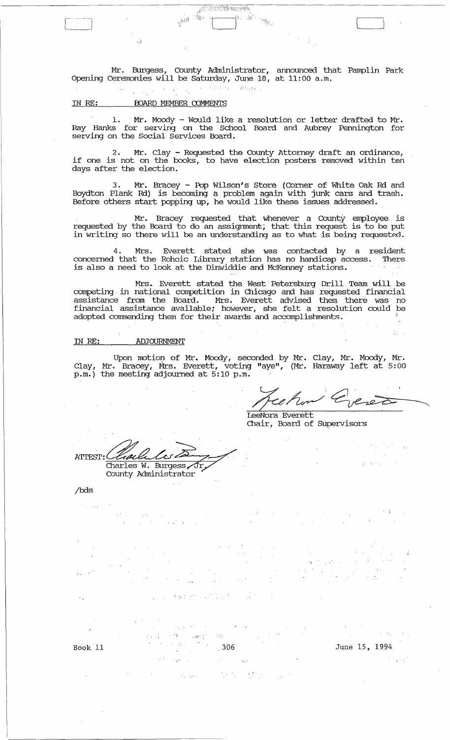Mr. Burgess, County Administrator, announced that Pamplin Park Opening Ceremonies will be Saturday, June 18, at 11:00 a.m.

IN RE: BOARD MEMBER COMMENTS

1. Mr. Moody - Would like a resolution or letter drafted to Mr. Ray Hanks for serving on the School Board and Aubrey Pennington for serving on the Social Services Board.

2. Mr. Clay - Requested the County Attorney draft an ordinance, if one is not on the books, to have election posters removed within ten days after the election.

3. Mr. Bracey - Pop Wilson's Store (Corner of White Oak Rd and Boydton Plank Rd) is becoming a problem again with junk cars and trash. Before others start popping up, he would like these issues addressed.

Mr. Bracey requested that whenever a County employee is requested by the Board to do an assignment, that this request is to be put in writing so there will be an understanding as to what is being requested.

4. Mrs. Everett stated she was contacted by a resident concerned that the Rohoic Library station has no handicap access. There is also a need to look at the Dinwiddie and McKenney stations.

Mrs. Everett stated the West Petersburg Drill Team will be competing in national competition in Chicago and has requested financial assistance from the Board. Mrs. Everett advised them there was no financial assistance available; however, she felt a resolution could be adopted commending them for their awards and accomplishments.

IN RE: ADJOURNMENT

Upon motion of Mr. Moody, seconded by Mr. Clay, Mr. Moody, Mr. Clay, Mr. Bracey, Mrs. Everett, voting "aye", (Mr. Haraway left at 5:00 p.m.) the meeting adjourned at 5:10 p.m.

LeeNora Everett
Chair, Board of Supervisors

ATTEST:
Charles W. Burgess, Jr.
County Administrator

/bds

Book 11 306 June 15, 1994